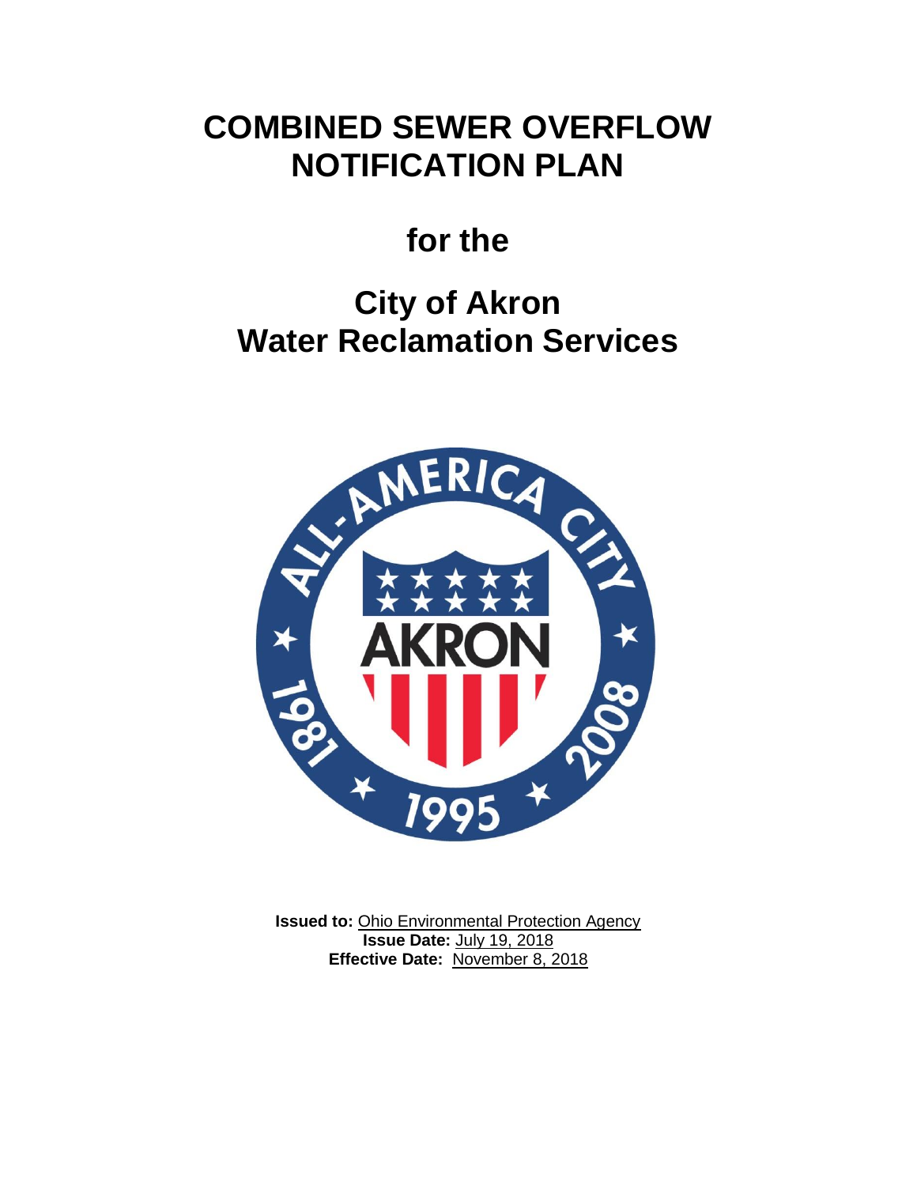# COMBINED SEWER OVERFLOW NOTIFICATION PLAN

## for the

## City of Akron Water Reclamation Services

**Issued to:** Ohio Environmental Protection Agency
**Issue Date:** July 19, 2018
**Effective Date:** November 8, 2018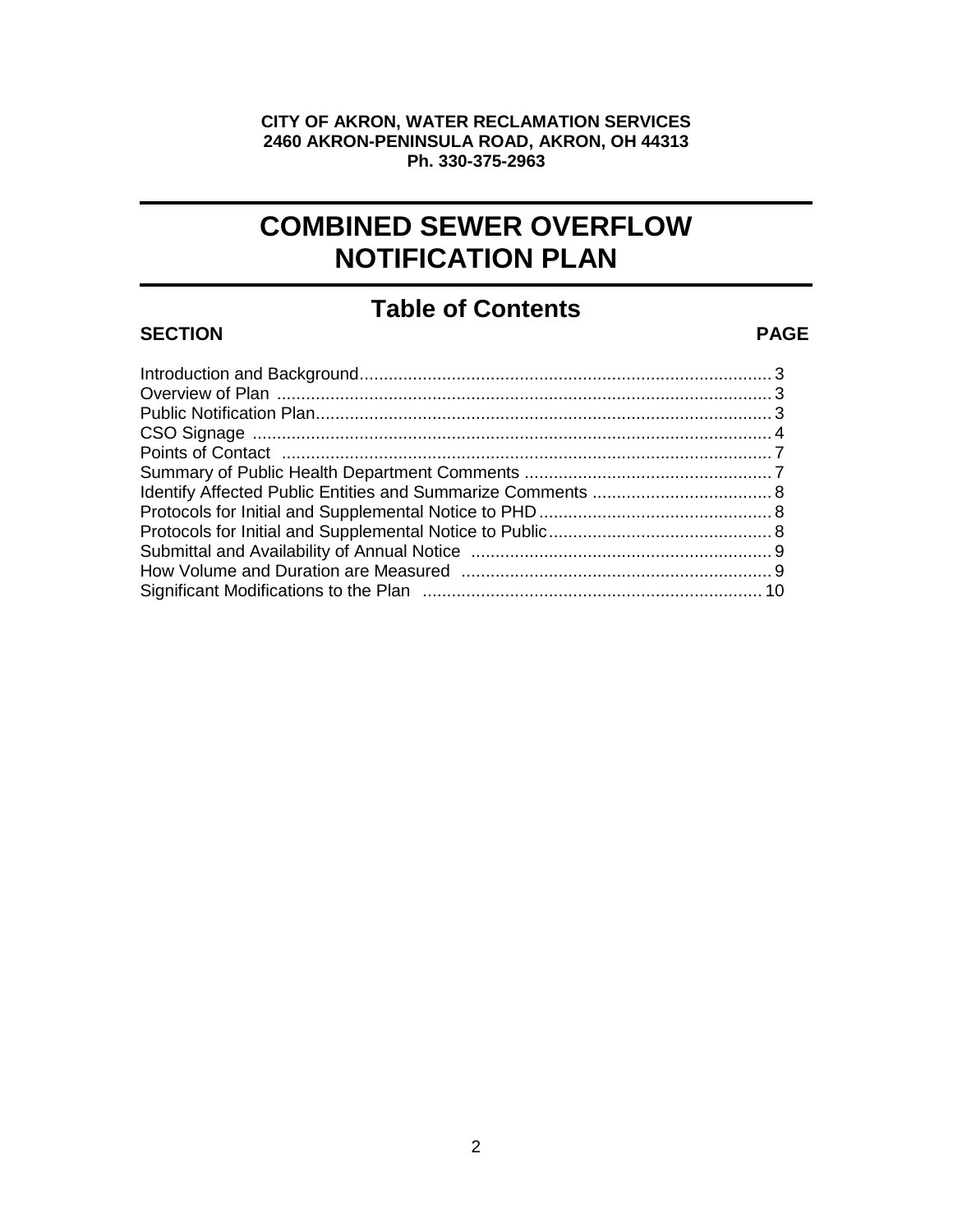**CITY OF AKRON, WATER RECLAMATION SERVICES**
**2460 AKRON-PENINSULA ROAD, AKRON, OH 44313**
**Ph. 330-375-2963**

# COMBINED SEWER OVERFLOW NOTIFICATION PLAN

## Table of Contents

| SECTION | PAGE |
|---|---|
| Introduction and Background | 3 |
| Overview of Plan | 3 |
| Public Notification Plan | 3 |
| CSO Signage | 4 |
| Points of Contact | 7 |
| Summary of Public Health Department Comments | 7 |
| Identify Affected Public Entities and Summarize Comments | 8 |
| Protocols for Initial and Supplemental Notice to PHD | 8 |
| Protocols for Initial and Supplemental Notice to Public | 8 |
| Submittal and Availability of Annual Notice | 9 |
| How Volume and Duration are Measured | 9 |
| Significant Modifications to the Plan | 10 |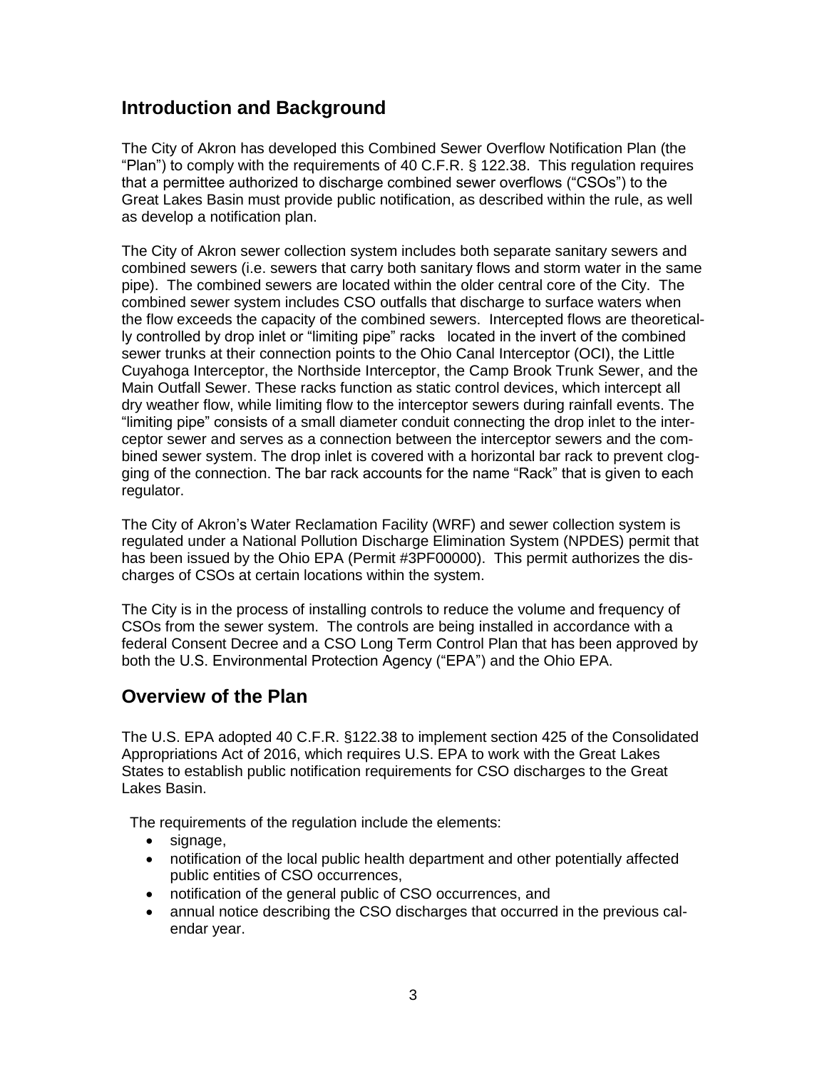## Introduction and Background

The City of Akron has developed this Combined Sewer Overflow Notification Plan (the "Plan") to comply with the requirements of 40 C.F.R. § 122.38. This regulation requires that a permittee authorized to discharge combined sewer overflows ("CSOs") to the Great Lakes Basin must provide public notification, as described within the rule, as well as develop a notification plan.

The City of Akron sewer collection system includes both separate sanitary sewers and combined sewers (i.e. sewers that carry both sanitary flows and storm water in the same pipe). The combined sewers are located within the older central core of the City. The combined sewer system includes CSO outfalls that discharge to surface waters when the flow exceeds the capacity of the combined sewers. Intercepted flows are theoretically controlled by drop inlet or "limiting pipe" racks located in the invert of the combined sewer trunks at their connection points to the Ohio Canal Interceptor (OCI), the Little Cuyahoga Interceptor, the Northside Interceptor, the Camp Brook Trunk Sewer, and the Main Outfall Sewer. These racks function as static control devices, which intercept all dry weather flow, while limiting flow to the interceptor sewers during rainfall events. The "limiting pipe" consists of a small diameter conduit connecting the drop inlet to the interceptor sewer and serves as a connection between the interceptor sewers and the combined sewer system. The drop inlet is covered with a horizontal bar rack to prevent clogging of the connection. The bar rack accounts for the name "Rack" that is given to each regulator.

The City of Akron's Water Reclamation Facility (WRF) and sewer collection system is regulated under a National Pollution Discharge Elimination System (NPDES) permit that has been issued by the Ohio EPA (Permit #3PF00000). This permit authorizes the discharges of CSOs at certain locations within the system.

The City is in the process of installing controls to reduce the volume and frequency of CSOs from the sewer system. The controls are being installed in accordance with a federal Consent Decree and a CSO Long Term Control Plan that has been approved by both the U.S. Environmental Protection Agency ("EPA") and the Ohio EPA.

## Overview of the Plan

The U.S. EPA adopted 40 C.F.R. §122.38 to implement section 425 of the Consolidated Appropriations Act of 2016, which requires U.S. EPA to work with the Great Lakes States to establish public notification requirements for CSO discharges to the Great Lakes Basin.

The requirements of the regulation include the elements:

- signage,
- notification of the local public health department and other potentially affected public entities of CSO occurrences,
- notification of the general public of CSO occurrences, and
- annual notice describing the CSO discharges that occurred in the previous calendar year.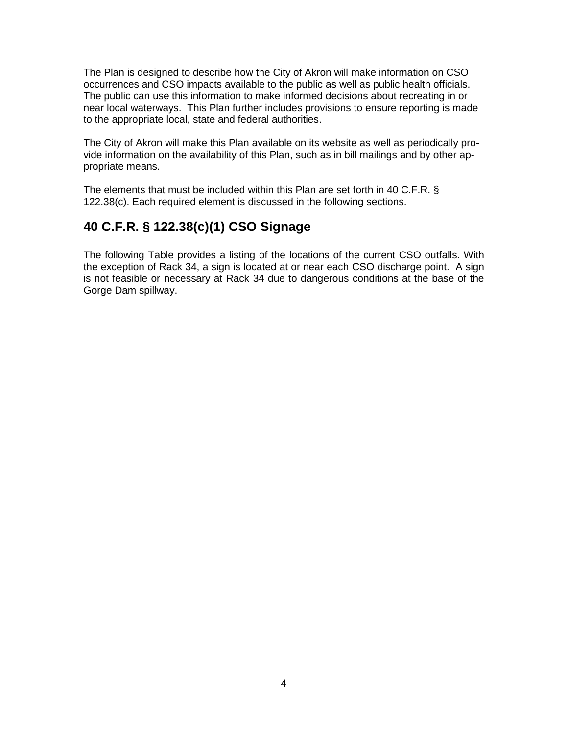The Plan is designed to describe how the City of Akron will make information on CSO occurrences and CSO impacts available to the public as well as public health officials. The public can use this information to make informed decisions about recreating in or near local waterways. This Plan further includes provisions to ensure reporting is made to the appropriate local, state and federal authorities.

The City of Akron will make this Plan available on its website as well as periodically provide information on the availability of this Plan, such as in bill mailings and by other appropriate means.

The elements that must be included within this Plan are set forth in 40 C.F.R. § 122.38(c). Each required element is discussed in the following sections.

## 40 C.F.R. § 122.38(c)(1) CSO Signage

The following Table provides a listing of the locations of the current CSO outfalls. With the exception of Rack 34, a sign is located at or near each CSO discharge point. A sign is not feasible or necessary at Rack 34 due to dangerous conditions at the base of the Gorge Dam spillway.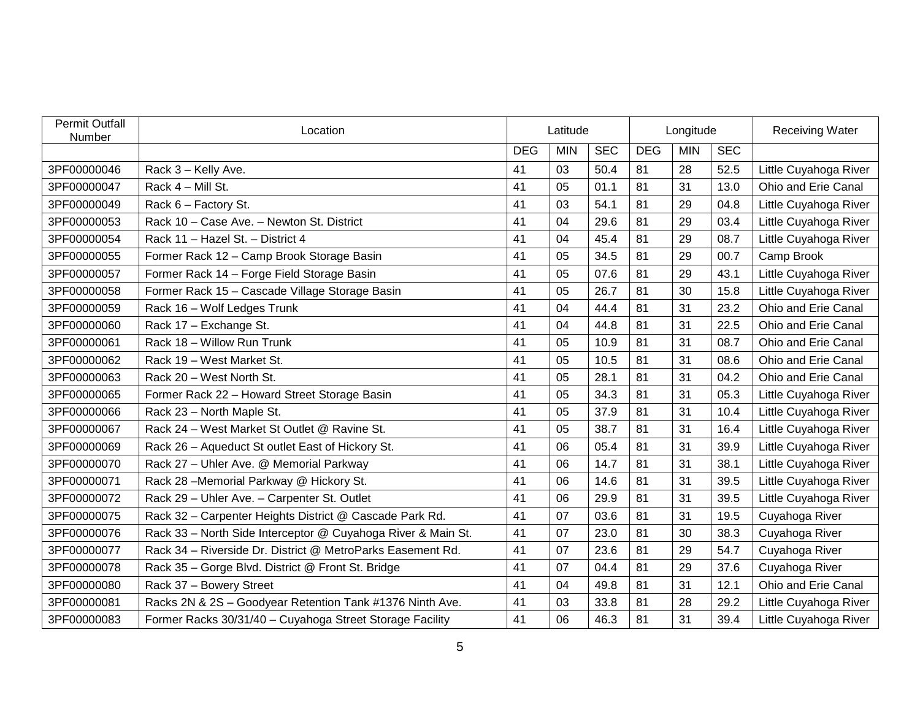| Permit Outfall Number | Location | Latitude | | | Longitude | | | Receiving Water |
|---|---|---|---|---|---|---|---|---|
| | | DEG | MIN | SEC | DEG | MIN | SEC | |
| 3PF00000046 | Rack 3 – Kelly Ave. | 41 | 03 | 50.4 | 81 | 28 | 52.5 | Little Cuyahoga River |
| 3PF00000047 | Rack 4 – Mill St. | 41 | 05 | 01.1 | 81 | 31 | 13.0 | Ohio and Erie Canal |
| 3PF00000049 | Rack 6 – Factory St. | 41 | 03 | 54.1 | 81 | 29 | 04.8 | Little Cuyahoga River |
| 3PF00000053 | Rack 10 – Case Ave. – Newton St. District | 41 | 04 | 29.6 | 81 | 29 | 03.4 | Little Cuyahoga River |
| 3PF00000054 | Rack 11 – Hazel St. – District 4 | 41 | 04 | 45.4 | 81 | 29 | 08.7 | Little Cuyahoga River |
| 3PF00000055 | Former Rack 12 – Camp Brook Storage Basin | 41 | 05 | 34.5 | 81 | 29 | 00.7 | Camp Brook |
| 3PF00000057 | Former Rack 14 – Forge Field Storage Basin | 41 | 05 | 07.6 | 81 | 29 | 43.1 | Little Cuyahoga River |
| 3PF00000058 | Former Rack 15 – Cascade Village Storage Basin | 41 | 05 | 26.7 | 81 | 30 | 15.8 | Little Cuyahoga River |
| 3PF00000059 | Rack 16 – Wolf Ledges Trunk | 41 | 04 | 44.4 | 81 | 31 | 23.2 | Ohio and Erie Canal |
| 3PF00000060 | Rack 17 – Exchange St. | 41 | 04 | 44.8 | 81 | 31 | 22.5 | Ohio and Erie Canal |
| 3PF00000061 | Rack 18 – Willow Run Trunk | 41 | 05 | 10.9 | 81 | 31 | 08.7 | Ohio and Erie Canal |
| 3PF00000062 | Rack 19 – West Market St. | 41 | 05 | 10.5 | 81 | 31 | 08.6 | Ohio and Erie Canal |
| 3PF00000063 | Rack 20 – West North St. | 41 | 05 | 28.1 | 81 | 31 | 04.2 | Ohio and Erie Canal |
| 3PF00000065 | Former Rack 22 – Howard Street Storage Basin | 41 | 05 | 34.3 | 81 | 31 | 05.3 | Little Cuyahoga River |
| 3PF00000066 | Rack 23 – North Maple St. | 41 | 05 | 37.9 | 81 | 31 | 10.4 | Little Cuyahoga River |
| 3PF00000067 | Rack 24 – West Market St Outlet @ Ravine St. | 41 | 05 | 38.7 | 81 | 31 | 16.4 | Little Cuyahoga River |
| 3PF00000069 | Rack 26 – Aqueduct St outlet East of Hickory St. | 41 | 06 | 05.4 | 81 | 31 | 39.9 | Little Cuyahoga River |
| 3PF00000070 | Rack 27 – Uhler Ave. @ Memorial Parkway | 41 | 06 | 14.7 | 81 | 31 | 38.1 | Little Cuyahoga River |
| 3PF00000071 | Rack 28 –Memorial Parkway @ Hickory St. | 41 | 06 | 14.6 | 81 | 31 | 39.5 | Little Cuyahoga River |
| 3PF00000072 | Rack 29 – Uhler Ave. – Carpenter St. Outlet | 41 | 06 | 29.9 | 81 | 31 | 39.5 | Little Cuyahoga River |
| 3PF00000075 | Rack 32 – Carpenter Heights District @ Cascade Park Rd. | 41 | 07 | 03.6 | 81 | 31 | 19.5 | Cuyahoga River |
| 3PF00000076 | Rack 33 – North Side Interceptor @ Cuyahoga River & Main St. | 41 | 07 | 23.0 | 81 | 30 | 38.3 | Cuyahoga River |
| 3PF00000077 | Rack 34 – Riverside Dr. District @ MetroParks Easement Rd. | 41 | 07 | 23.6 | 81 | 29 | 54.7 | Cuyahoga River |
| 3PF00000078 | Rack 35 – Gorge Blvd. District @ Front St. Bridge | 41 | 07 | 04.4 | 81 | 29 | 37.6 | Cuyahoga River |
| 3PF00000080 | Rack 37 – Bowery Street | 41 | 04 | 49.8 | 81 | 31 | 12.1 | Ohio and Erie Canal |
| 3PF00000081 | Racks 2N & 2S – Goodyear Retention Tank #1376 Ninth Ave. | 41 | 03 | 33.8 | 81 | 28 | 29.2 | Little Cuyahoga River |
| 3PF00000083 | Former Racks 30/31/40 – Cuyahoga Street Storage Facility | 41 | 06 | 46.3 | 81 | 31 | 39.4 | Little Cuyahoga River |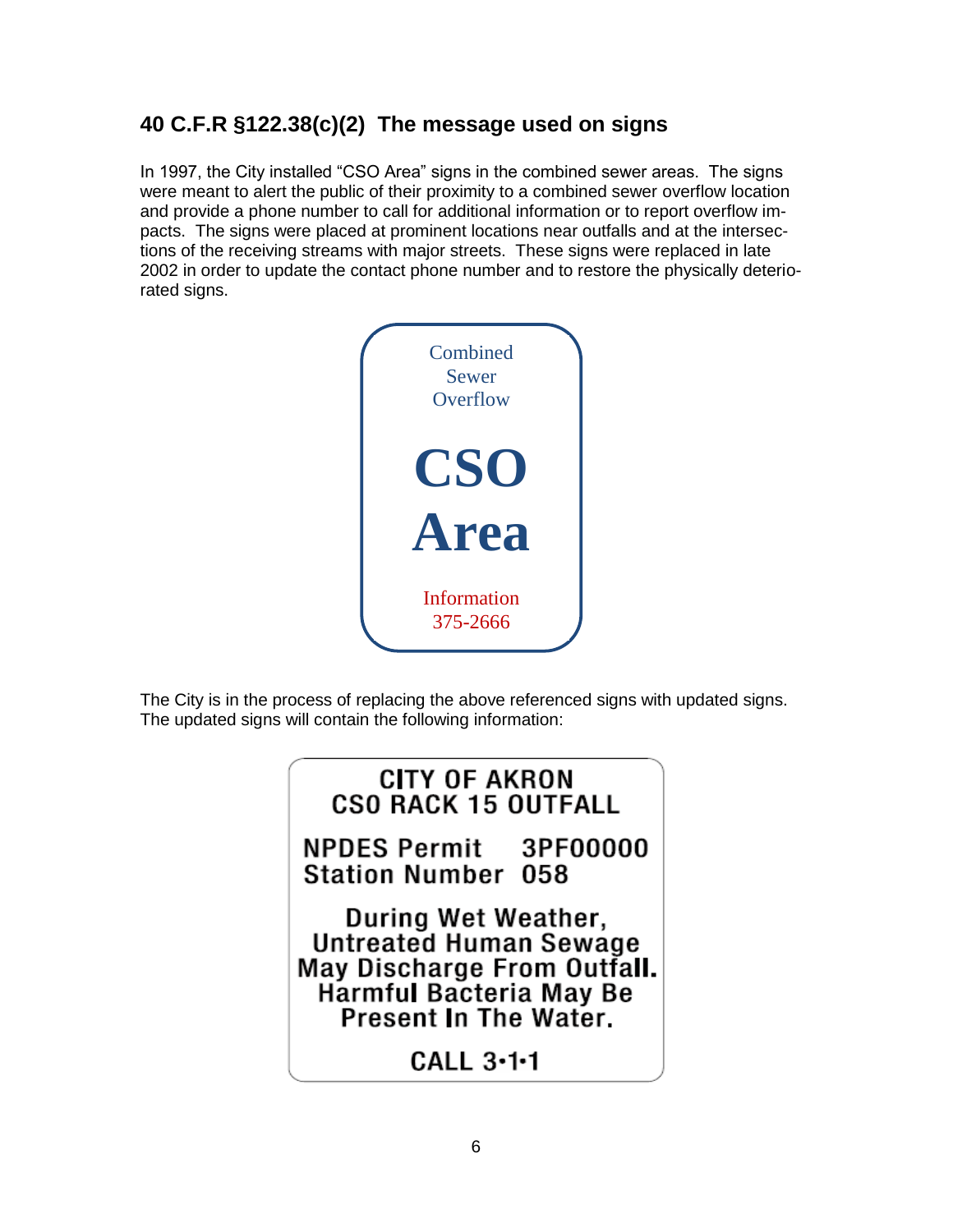## 40 C.F.R §122.38(c)(2) The message used on signs

In 1997, the City installed "CSO Area" signs in the combined sewer areas. The signs were meant to alert the public of their proximity to a combined sewer overflow location and provide a phone number to call for additional information or to report overflow impacts. The signs were placed at prominent locations near outfalls and at the intersections of the receiving streams with major streets. These signs were replaced in late 2002 in order to update the contact phone number and to restore the physically deteriorated signs.

Combined
Sewer
Overflow

**CSO**
**Area**

Information
375-2666

The City is in the process of replacing the above referenced signs with updated signs. The updated signs will contain the following information:

**CITY OF AKRON**
**CSO RACK 15 OUTFALL**

**NPDES Permit 3PF00000**
**Station Number 058**

**During Wet Weather,**
**Untreated Human Sewage**
**May Discharge From Outfall.**
**Harmful Bacteria May Be**
**Present In The Water.**

**CALL 3•1•1**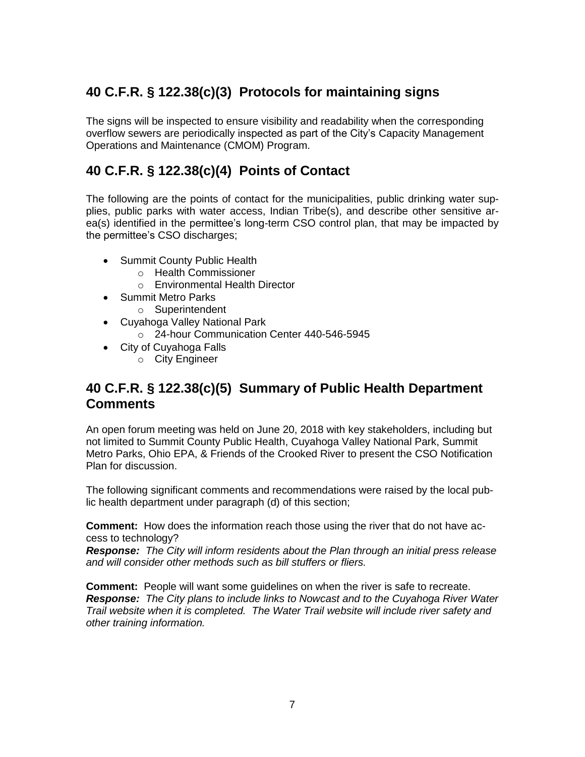## 40 C.F.R. § 122.38(c)(3) Protocols for maintaining signs

The signs will be inspected to ensure visibility and readability when the corresponding overflow sewers are periodically inspected as part of the City's Capacity Management Operations and Maintenance (CMOM) Program.

## 40 C.F.R. § 122.38(c)(4) Points of Contact

The following are the points of contact for the municipalities, public drinking water supplies, public parks with water access, Indian Tribe(s), and describe other sensitive area(s) identified in the permittee's long-term CSO control plan, that may be impacted by the permittee's CSO discharges;

- Summit County Public Health
  - Health Commissioner
  - Environmental Health Director
- Summit Metro Parks
  - Superintendent
- Cuyahoga Valley National Park
  - 24-hour Communication Center 440-546-5945
- City of Cuyahoga Falls
  - City Engineer

## 40 C.F.R. § 122.38(c)(5) Summary of Public Health Department Comments

An open forum meeting was held on June 20, 2018 with key stakeholders, including but not limited to Summit County Public Health, Cuyahoga Valley National Park, Summit Metro Parks, Ohio EPA, & Friends of the Crooked River to present the CSO Notification Plan for discussion.

The following significant comments and recommendations were raised by the local public health department under paragraph (d) of this section;

**Comment:** How does the information reach those using the river that do not have access to technology?
***Response:*** *The City will inform residents about the Plan through an initial press release and will consider other methods such as bill stuffers or fliers.*

**Comment:** People will want some guidelines on when the river is safe to recreate.
***Response:*** *The City plans to include links to Nowcast and to the Cuyahoga River Water Trail website when it is completed. The Water Trail website will include river safety and other training information.*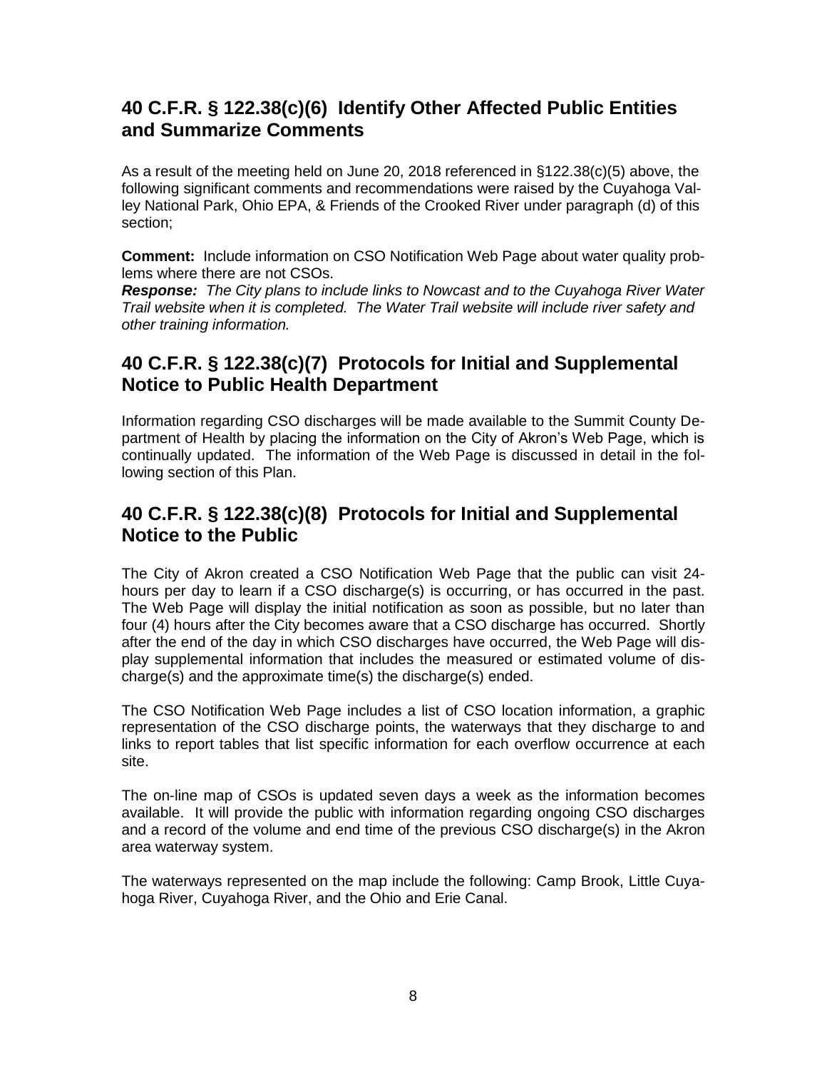## 40 C.F.R. § 122.38(c)(6) Identify Other Affected Public Entities and Summarize Comments

As a result of the meeting held on June 20, 2018 referenced in §122.38(c)(5) above, the following significant comments and recommendations were raised by the Cuyahoga Valley National Park, Ohio EPA, & Friends of the Crooked River under paragraph (d) of this section;

**Comment:** Include information on CSO Notification Web Page about water quality problems where there are not CSOs.
***Response:*** *The City plans to include links to Nowcast and to the Cuyahoga River Water Trail website when it is completed. The Water Trail website will include river safety and other training information.*

## 40 C.F.R. § 122.38(c)(7) Protocols for Initial and Supplemental Notice to Public Health Department

Information regarding CSO discharges will be made available to the Summit County Department of Health by placing the information on the City of Akron's Web Page, which is continually updated. The information of the Web Page is discussed in detail in the following section of this Plan.

## 40 C.F.R. § 122.38(c)(8) Protocols for Initial and Supplemental Notice to the Public

The City of Akron created a CSO Notification Web Page that the public can visit 24-hours per day to learn if a CSO discharge(s) is occurring, or has occurred in the past. The Web Page will display the initial notification as soon as possible, but no later than four (4) hours after the City becomes aware that a CSO discharge has occurred. Shortly after the end of the day in which CSO discharges have occurred, the Web Page will display supplemental information that includes the measured or estimated volume of discharge(s) and the approximate time(s) the discharge(s) ended.

The CSO Notification Web Page includes a list of CSO location information, a graphic representation of the CSO discharge points, the waterways that they discharge to and links to report tables that list specific information for each overflow occurrence at each site.

The on-line map of CSOs is updated seven days a week as the information becomes available. It will provide the public with information regarding ongoing CSO discharges and a record of the volume and end time of the previous CSO discharge(s) in the Akron area waterway system.

The waterways represented on the map include the following: Camp Brook, Little Cuyahoga River, Cuyahoga River, and the Ohio and Erie Canal.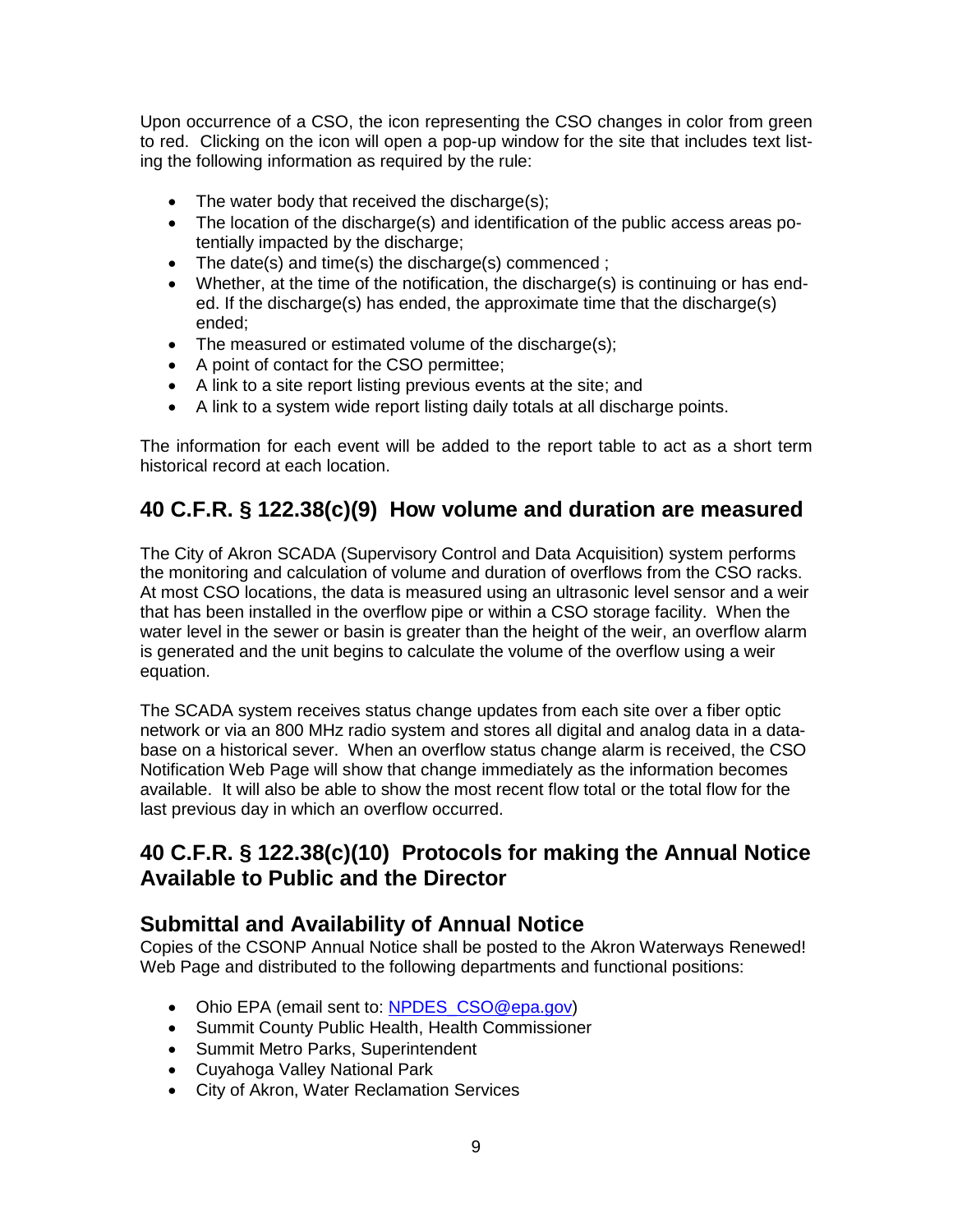Upon occurrence of a CSO, the icon representing the CSO changes in color from green to red. Clicking on the icon will open a pop-up window for the site that includes text listing the following information as required by the rule:

- The water body that received the discharge(s);
- The location of the discharge(s) and identification of the public access areas potentially impacted by the discharge;
- The date(s) and time(s) the discharge(s) commenced ;
- Whether, at the time of the notification, the discharge(s) is continuing or has ended. If the discharge(s) has ended, the approximate time that the discharge(s) ended;
- The measured or estimated volume of the discharge(s);
- A point of contact for the CSO permittee;
- A link to a site report listing previous events at the site; and
- A link to a system wide report listing daily totals at all discharge points.

The information for each event will be added to the report table to act as a short term historical record at each location.

## 40 C.F.R. § 122.38(c)(9) How volume and duration are measured

The City of Akron SCADA (Supervisory Control and Data Acquisition) system performs the monitoring and calculation of volume and duration of overflows from the CSO racks. At most CSO locations, the data is measured using an ultrasonic level sensor and a weir that has been installed in the overflow pipe or within a CSO storage facility. When the water level in the sewer or basin is greater than the height of the weir, an overflow alarm is generated and the unit begins to calculate the volume of the overflow using a weir equation.

The SCADA system receives status change updates from each site over a fiber optic network or via an 800 MHz radio system and stores all digital and analog data in a database on a historical sever. When an overflow status change alarm is received, the CSO Notification Web Page will show that change immediately as the information becomes available. It will also be able to show the most recent flow total or the total flow for the last previous day in which an overflow occurred.

## 40 C.F.R. § 122.38(c)(10) Protocols for making the Annual Notice Available to Public and the Director

## Submittal and Availability of Annual Notice

Copies of the CSONP Annual Notice shall be posted to the Akron Waterways Renewed! Web Page and distributed to the following departments and functional positions:

- Ohio EPA (email sent to: NPDES_CSO@epa.gov)
- Summit County Public Health, Health Commissioner
- Summit Metro Parks, Superintendent
- Cuyahoga Valley National Park
- City of Akron, Water Reclamation Services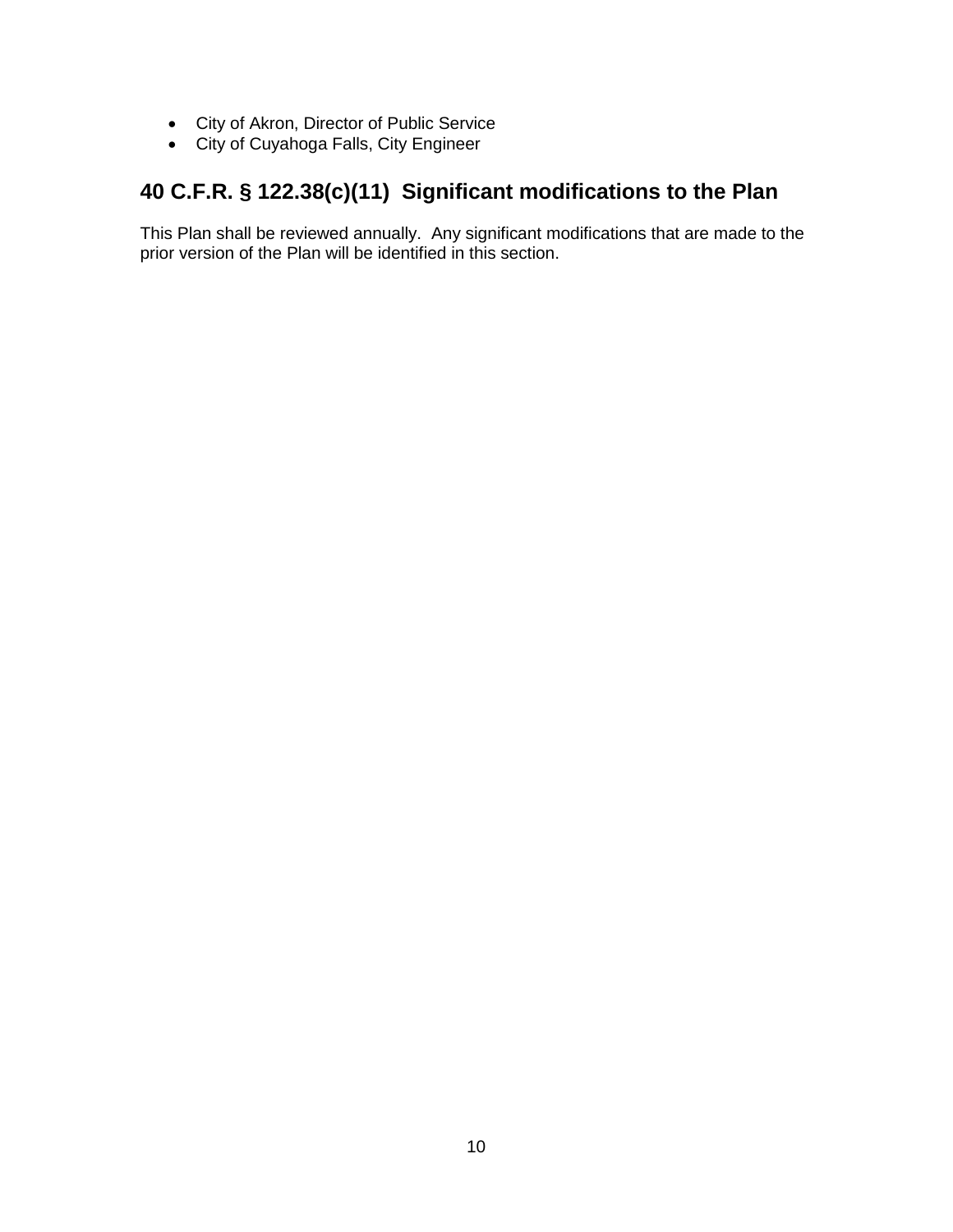- City of Akron, Director of Public Service
- City of Cuyahoga Falls, City Engineer

## 40 C.F.R. § 122.38(c)(11) Significant modifications to the Plan

This Plan shall be reviewed annually. Any significant modifications that are made to the prior version of the Plan will be identified in this section.